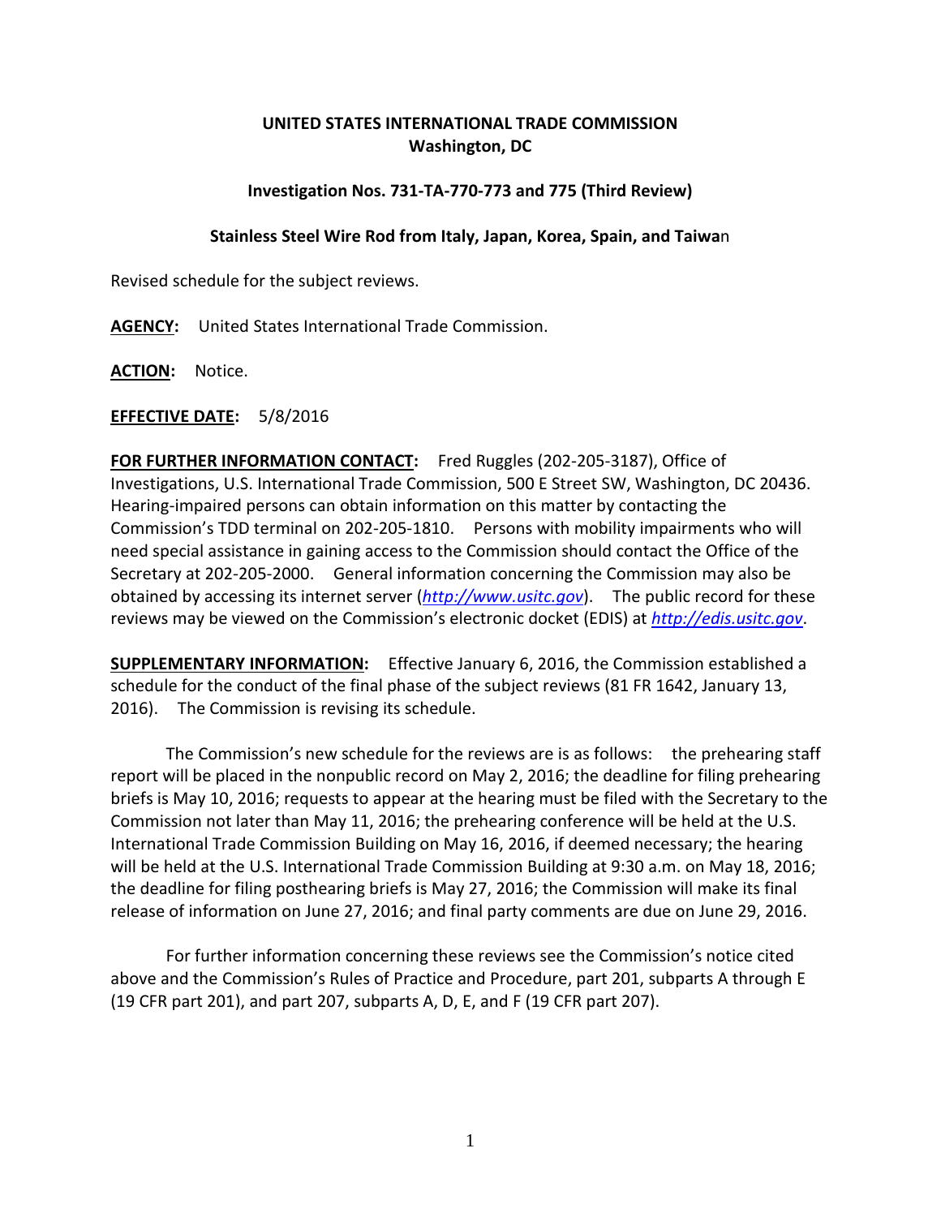**UNITED STATES INTERNATIONAL TRADE COMMISSION**
**Washington, DC**

**Investigation Nos. 731-TA-770-773 and 775 (Third Review)**

**Stainless Steel Wire Rod from Italy, Japan, Korea, Spain, and Taiwan**

Revised schedule for the subject reviews.

**AGENCY:** United States International Trade Commission.

**ACTION:** Notice.

**EFFECTIVE DATE:** 5/8/2016

**FOR FURTHER INFORMATION CONTACT:** Fred Ruggles (202-205-3187), Office of Investigations, U.S. International Trade Commission, 500 E Street SW, Washington, DC 20436. Hearing-impaired persons can obtain information on this matter by contacting the Commission's TDD terminal on 202-205-1810. Persons with mobility impairments who will need special assistance in gaining access to the Commission should contact the Office of the Secretary at 202-205-2000. General information concerning the Commission may also be obtained by accessing its internet server (*http://www.usitc.gov*). The public record for these reviews may be viewed on the Commission's electronic docket (EDIS) at *http://edis.usitc.gov*.

**SUPPLEMENTARY INFORMATION:** Effective January 6, 2016, the Commission established a schedule for the conduct of the final phase of the subject reviews (81 FR 1642, January 13, 2016). The Commission is revising its schedule.

The Commission's new schedule for the reviews are is as follows: the prehearing staff report will be placed in the nonpublic record on May 2, 2016; the deadline for filing prehearing briefs is May 10, 2016; requests to appear at the hearing must be filed with the Secretary to the Commission not later than May 11, 2016; the prehearing conference will be held at the U.S. International Trade Commission Building on May 16, 2016, if deemed necessary; the hearing will be held at the U.S. International Trade Commission Building at 9:30 a.m. on May 18, 2016; the deadline for filing posthearing briefs is May 27, 2016; the Commission will make its final release of information on June 27, 2016; and final party comments are due on June 29, 2016.

For further information concerning these reviews see the Commission's notice cited above and the Commission's Rules of Practice and Procedure, part 201, subparts A through E (19 CFR part 201), and part 207, subparts A, D, E, and F (19 CFR part 207).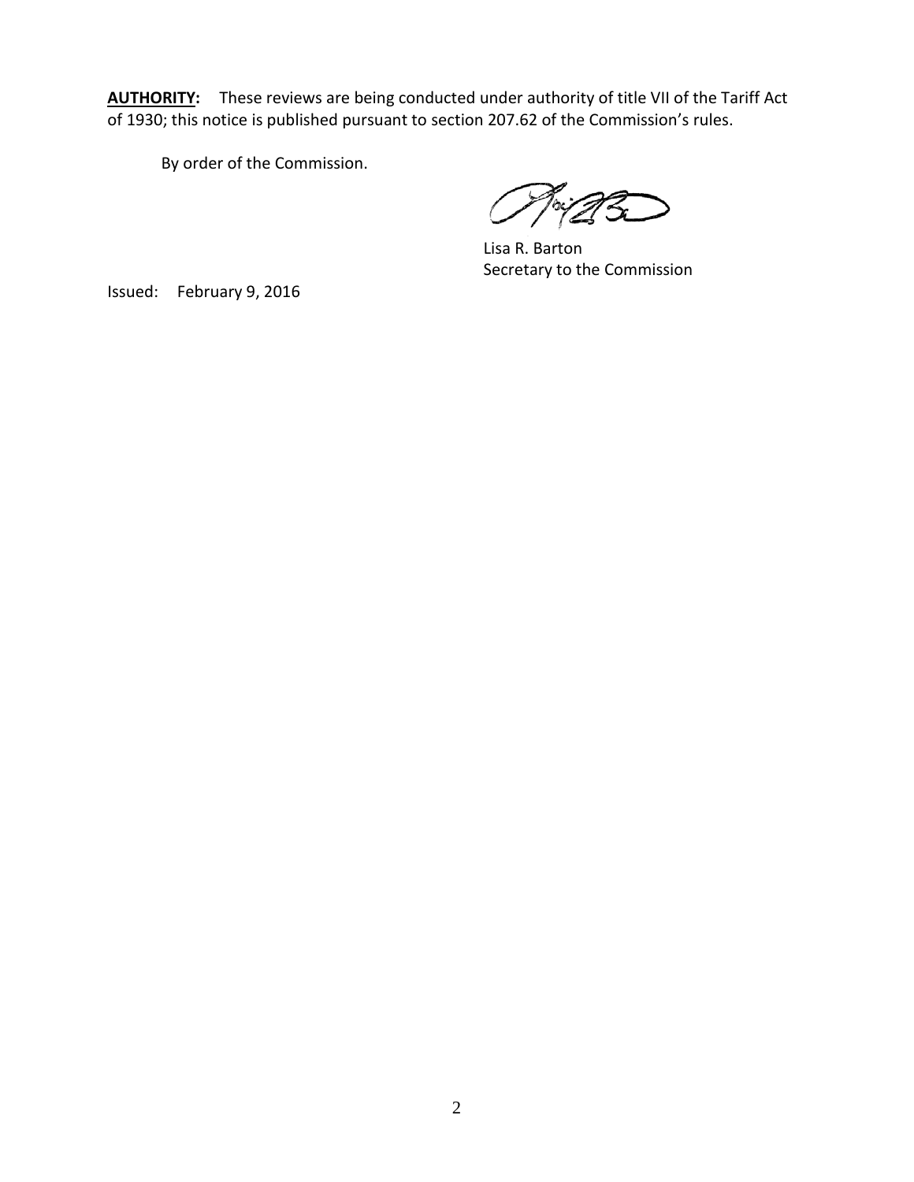**<u>AUTHORITY</u>:** These reviews are being conducted under authority of title VII of the Tariff Act of 1930; this notice is published pursuant to section 207.62 of the Commission's rules.

By order of the Commission.

Lisa R. Barton
Secretary to the Commission

Issued: February 9, 2016